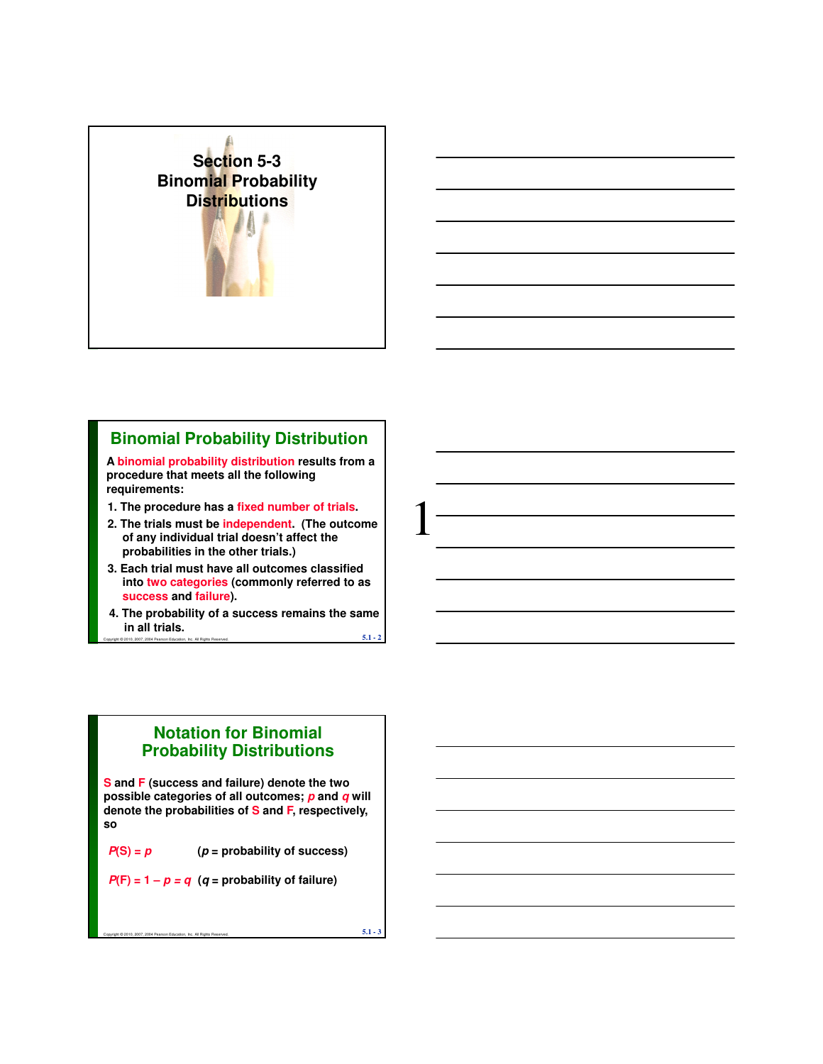# Section 5-3 Binomial Probability Distributions

## Binomial Probability Distribution

A **binomial probability distribution** results from a procedure that meets all the following requirements:

1. The procedure has a **fixed number of trials**.
2. The trials must be **independent**. (The outcome of any individual trial doesn't affect the probabilities in the other trials.)
3. Each trial must have all outcomes classified into **two categories** (commonly referred to as **success** and **failure**).
4. The probability of a success remains the same in all trials.

## Notation for Binomial Probability Distributions

S and F (success and failure) denote the two possible categories of all outcomes; $p$ and $q$ will denote the probabilities of S and F, respectively, so

$P(S) = p$ ($p$ = probability of success)

$P(F) = 1 - p = q$ ($q$ = probability of failure)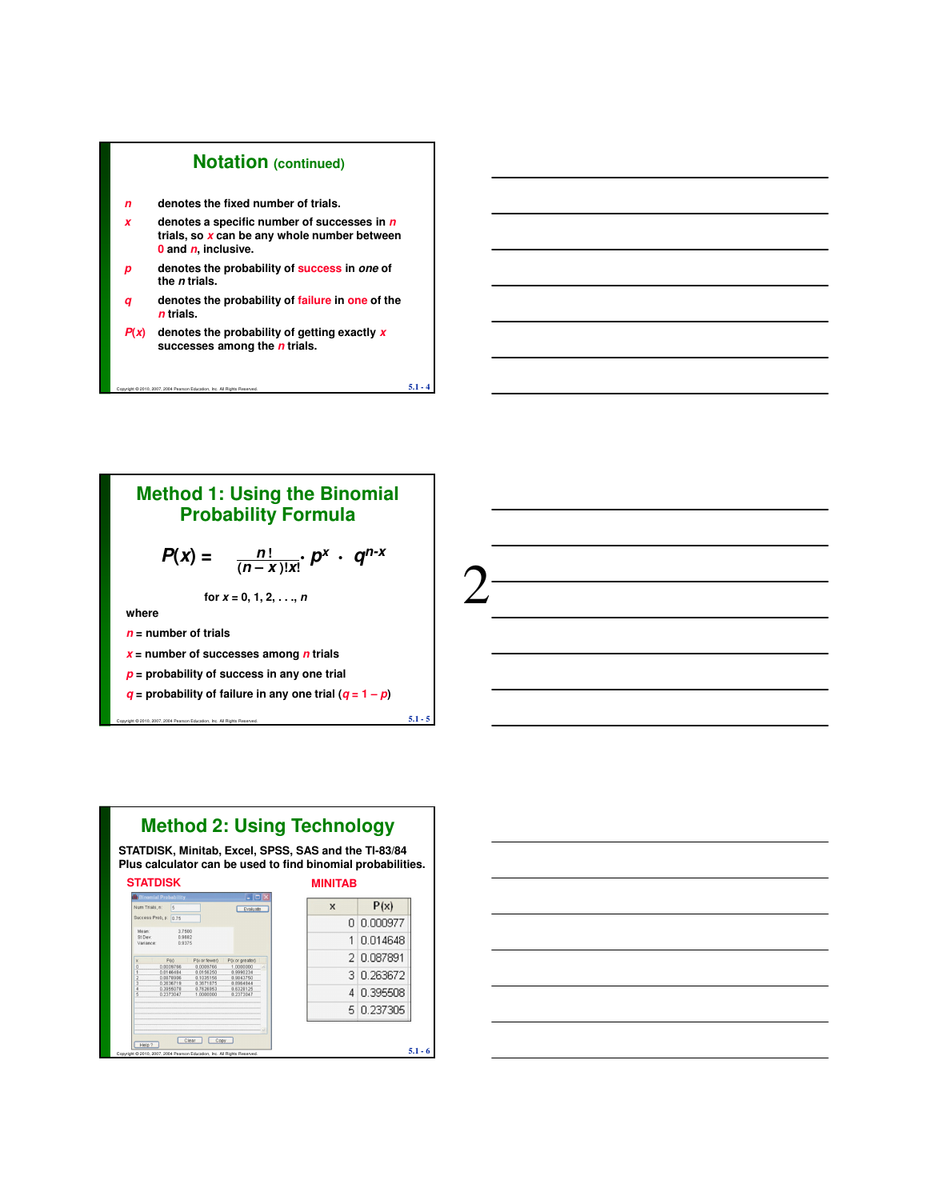## Notation (continued)

- $n$ denotes the fixed number of trials.
- $x$ denotes a specific number of successes in $n$ trials, so $x$ can be any whole number between 0 and $n$, inclusive.
- $p$ denotes the probability of success in *one* of the $n$ trials.
- $q$ denotes the probability of failure in one of the $n$ trials.
- $P(x)$ denotes the probability of getting exactly $x$ successes among the $n$ trials.

## Method 1: Using the Binomial Probability Formula

$$P(x) = \frac{n!}{(n-x)!x!} \cdot p^x \cdot q^{n-x}$$

for $x = 0, 1, 2, \ldots, n$

where

$n$ = number of trials

$x$ = number of successes among $n$ trials

$p$ = probability of success in any one trial

$q$ = probability of failure in any one trial ($q = 1 - p$)

## Method 2: Using Technology

STATDISK, Minitab, Excel, SPSS, SAS and the TI-83/84 Plus calculator can be used to find binomial probabilities.

**STATDISK**

Num Trials, n: 5
Success Prob, p: 0.75

Mean: 3.7500
St Dev: 0.9682
Variance: 0.9375

| x | P(x) | P(x or fewer) | P(x or greater) |
|---|---|---|---|
| 0 | 0.0009766 | 0.0009766 | 1.0000000 |
| 1 | 0.0146484 | 0.0156250 | 0.9990234 |
| 2 | 0.0878906 | 0.1035156 | 0.9843750 |
| 3 | 0.2636719 | 0.3671875 | 0.8964844 |
| 4 | 0.3955078 | 0.7626953 | 0.6328125 |
| 5 | 0.2373047 | 1.0000000 | 0.2373047 |

**MINITAB**

| x | P(x) |
|---|---|
| 0 | 0.000977 |
| 1 | 0.014648 |
| 2 | 0.087891 |
| 3 | 0.263672 |
| 4 | 0.395508 |
| 5 | 0.237305 |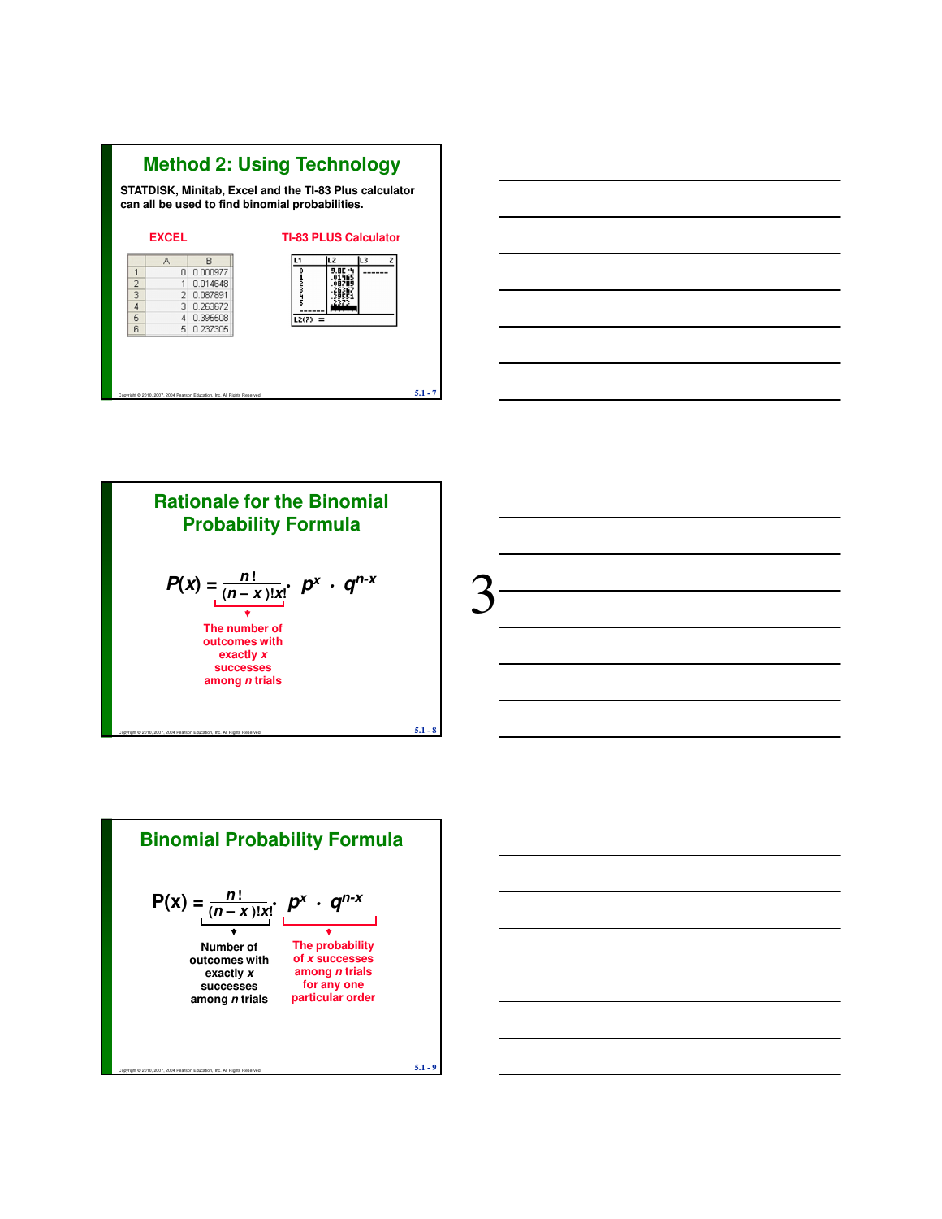## Method 2: Using Technology

STATDISK, Minitab, Excel and the TI-83 Plus calculator can all be used to find binomial probabilities.

**EXCEL**

| | A | B |
|---|---|---|
| 1 | 0 | 0.000977 |
| 2 | 1 | 0.014648 |
| 3 | 2 | 0.087891 |
| 4 | 3 | 0.263672 |
| 5 | 4 | 0.395508 |
| 6 | 5 | 0.237305 |

**TI-83 PLUS Calculator**

| L1 | L2 | L3 |
|---|---|---|
| 0 | 9.8E-4 | ------ |
| 1 | .01465 | |
| 2 | .08789 | |
| 3 | .26367 | |
| 4 | .39551 | |
| 5 | .2373 | |

L2(7) =

## Rationale for the Binomial Probability Formula

$$P(x) = \frac{n!}{(n-x)!x!} \cdot p^x \cdot q^{n-x}$$

$\frac{n!}{(n-x)!x!}$: The number of outcomes with exactly $x$ successes among $n$ trials

## Binomial Probability Formula

$$P(x) = \frac{n!}{(n-x)!x!} \cdot p^x \cdot q^{n-x}$$

$\frac{n!}{(n-x)!x!}$: Number of outcomes with exactly $x$ successes among $n$ trials

$p^x \cdot q^{n-x}$: The probability of $x$ successes among $n$ trials for any one particular order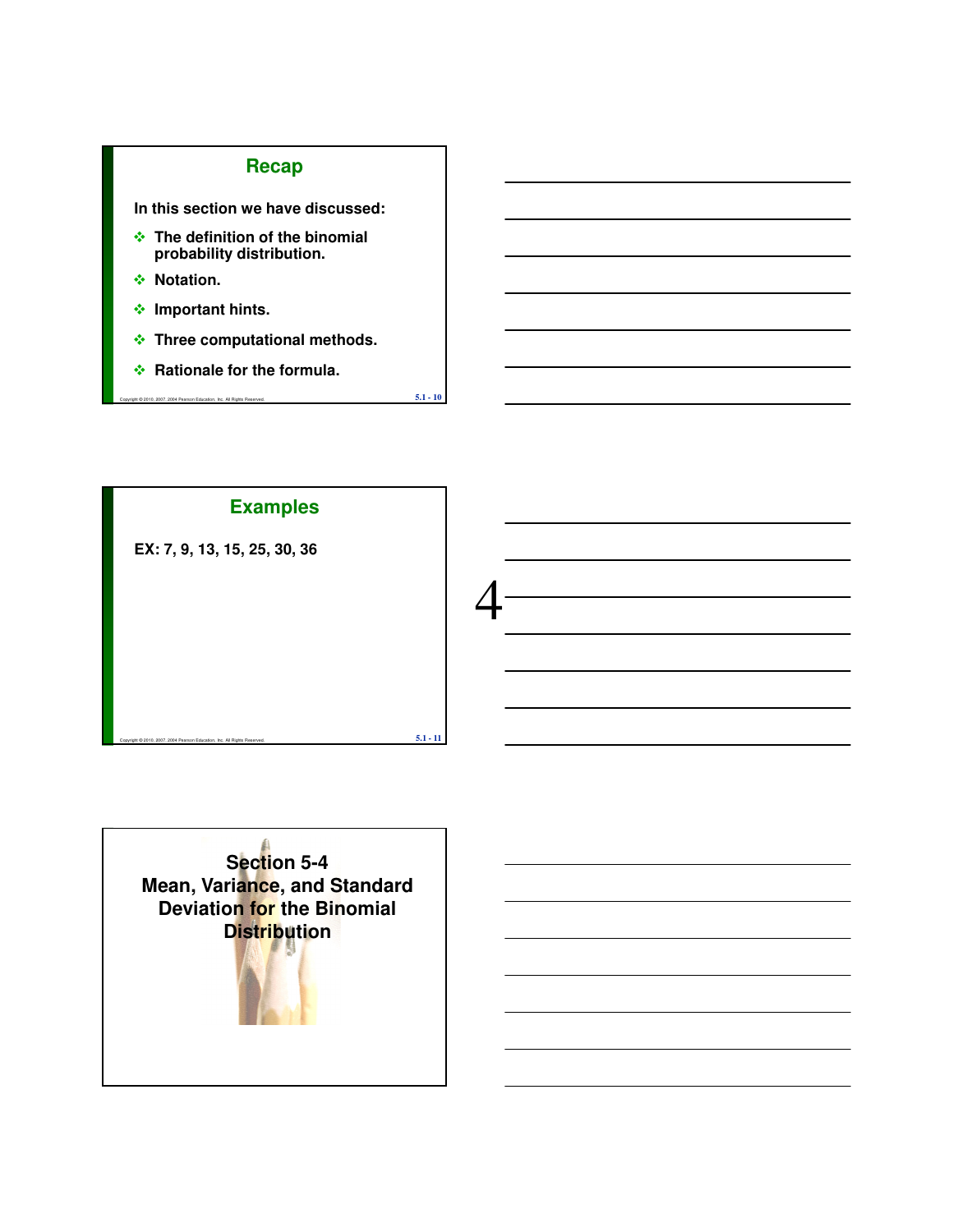## Recap

In this section we have discussed:

- The definition of the binomial probability distribution.
- Notation.
- Important hints.
- Three computational methods.
- Rationale for the formula.

## Examples

EX: 7, 9, 13, 15, 25, 30, 36

## Section 5-4 Mean, Variance, and Standard Deviation for the Binomial Distribution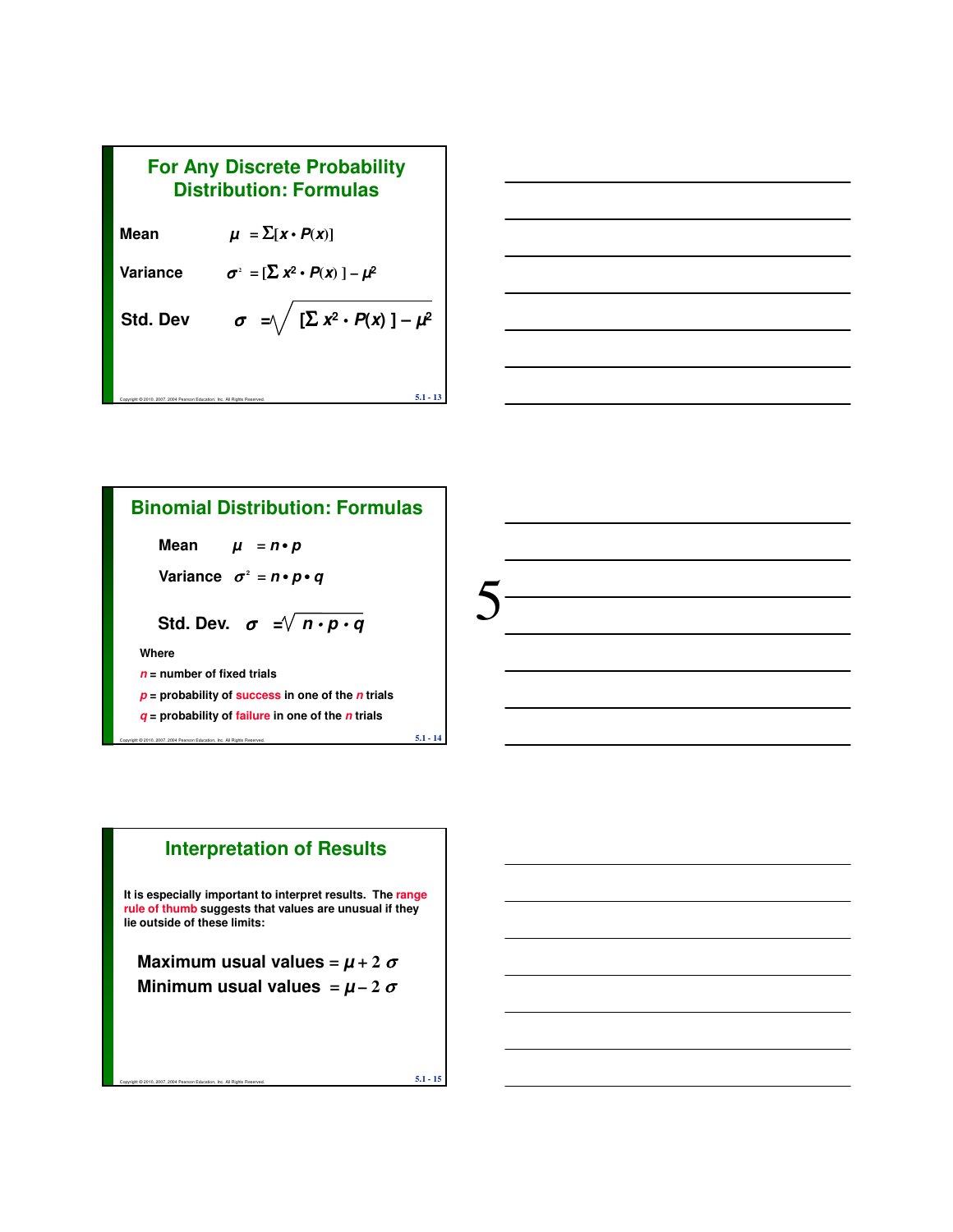## For Any Discrete Probability Distribution: Formulas

**Mean** $\mu = \Sigma[x \cdot P(x)]$

**Variance** $\sigma^2 = [\Sigma x^2 \cdot P(x)] - \mu^2$

**Std. Dev** $\sigma = \sqrt{[\Sigma x^2 \cdot P(x)] - \mu^2}$

## Binomial Distribution: Formulas

**Mean** $\mu = n \cdot p$

**Variance** $\sigma^2 = n \cdot p \cdot q$

**Std. Dev.** $\sigma = \sqrt{n \cdot p \cdot q}$

**Where**

$n$ = number of fixed trials

$p$ = probability of success in one of the $n$ trials

$q$ = probability of failure in one of the $n$ trials

## Interpretation of Results

It is especially important to interpret results. The range rule of thumb suggests that values are unusual if they lie outside of these limits:

**Maximum usual values** $= \mu + 2\sigma$

**Minimum usual values** $= \mu - 2\sigma$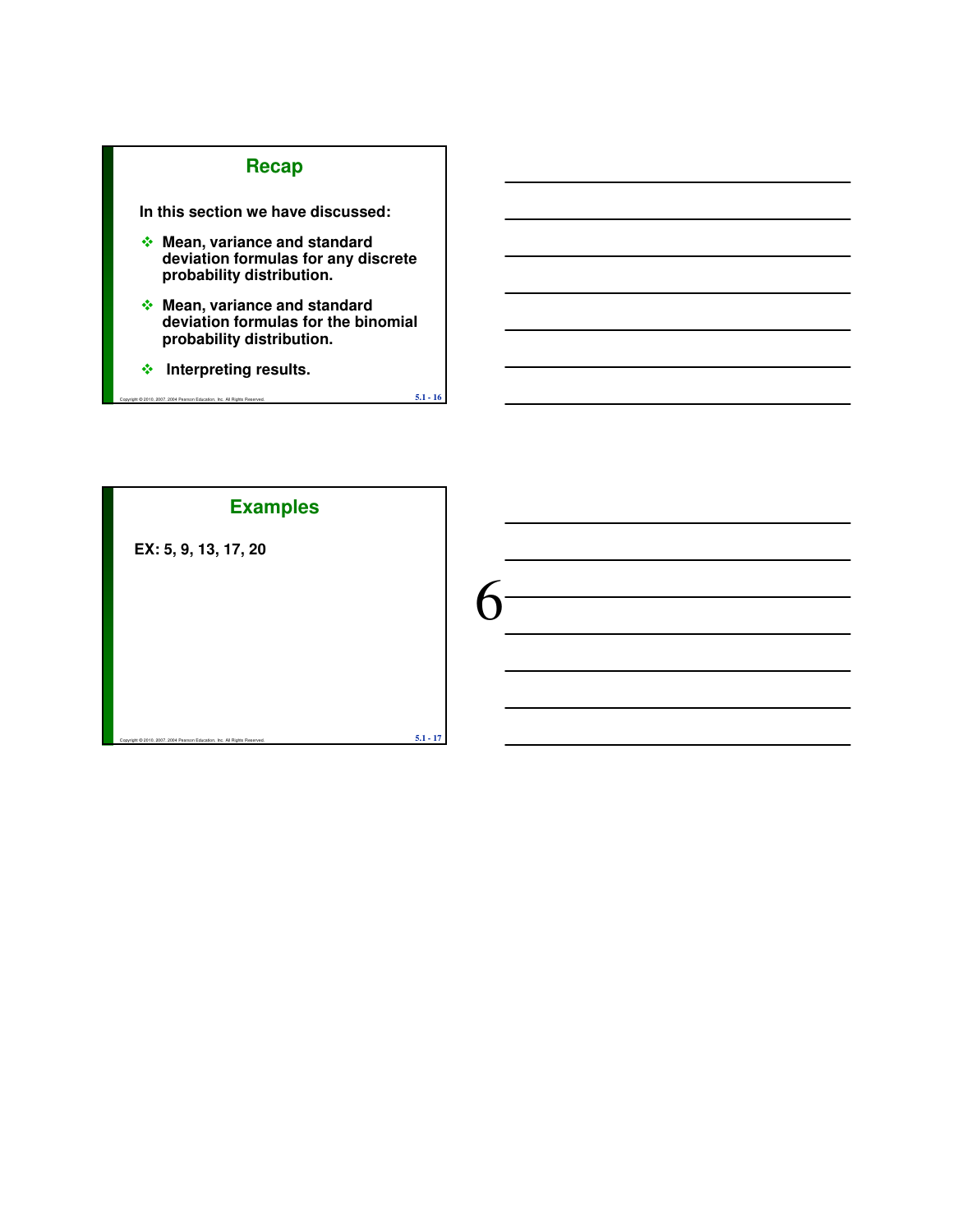## Recap

**In this section we have discussed:**

- **Mean, variance and standard deviation formulas for any discrete probability distribution.**
- **Mean, variance and standard deviation formulas for the binomial probability distribution.**
- **Interpreting results.**

## Examples

**EX: 5, 9, 13, 17, 20**